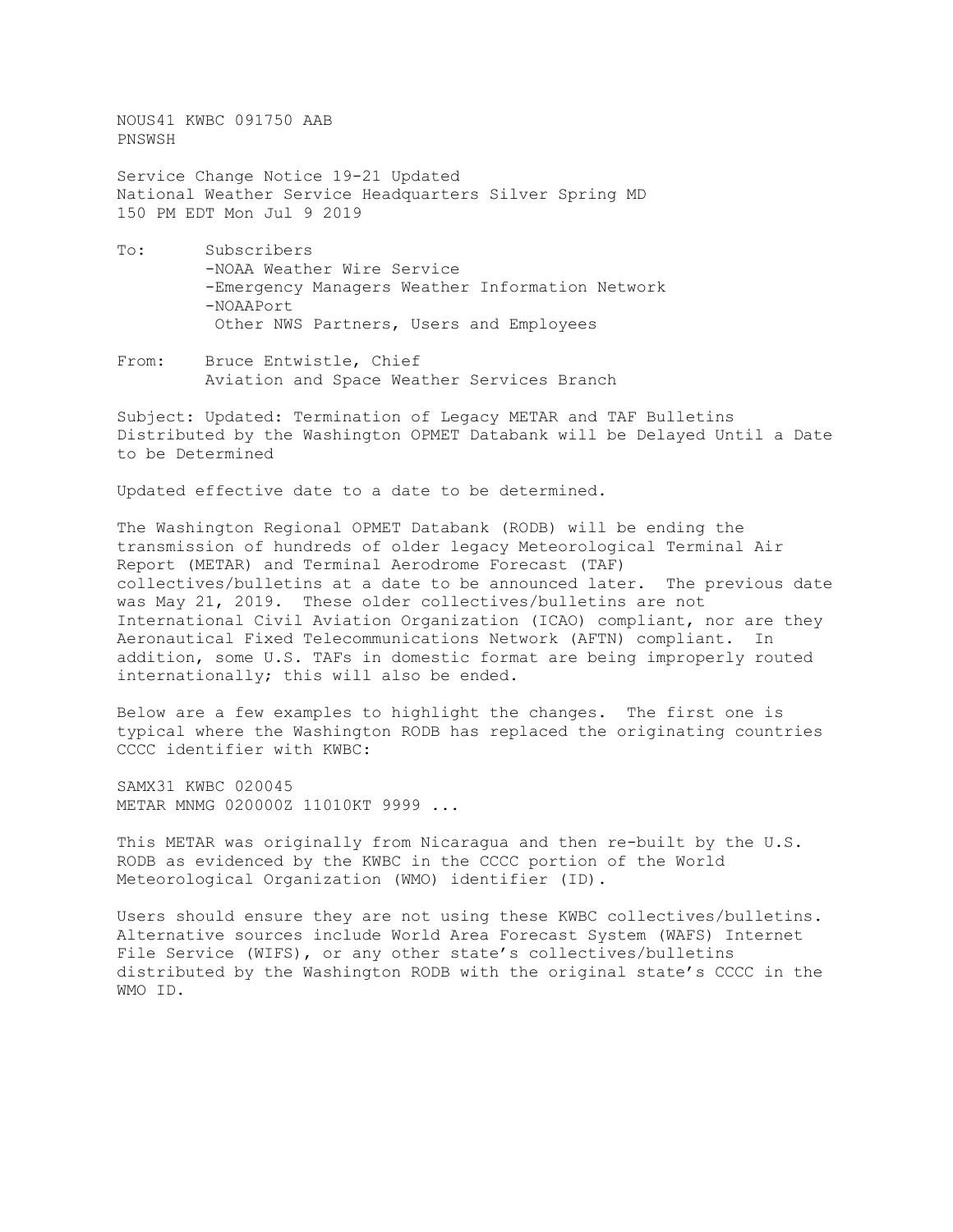NOUS41 KWBC 091750 AAB
PNSWSH

Service Change Notice 19-21 Updated
National Weather Service Headquarters Silver Spring MD
150 PM EDT Mon Jul 9 2019

To: Subscribers
-NOAA Weather Wire Service
-Emergency Managers Weather Information Network
-NOAAPort
Other NWS Partners, Users and Employees

From: Bruce Entwistle, Chief
Aviation and Space Weather Services Branch

Subject: Updated: Termination of Legacy METAR and TAF Bulletins Distributed by the Washington OPMET Databank will be Delayed Until a Date to be Determined

Updated effective date to a date to be determined.

The Washington Regional OPMET Databank (RODB) will be ending the transmission of hundreds of older legacy Meteorological Terminal Air Report (METAR) and Terminal Aerodrome Forecast (TAF) collectives/bulletins at a date to be announced later. The previous date was May 21, 2019. These older collectives/bulletins are not International Civil Aviation Organization (ICAO) compliant, nor are they Aeronautical Fixed Telecommunications Network (AFTN) compliant. In addition, some U.S. TAFs in domestic format are being improperly routed internationally; this will also be ended.

Below are a few examples to highlight the changes. The first one is typical where the Washington RODB has replaced the originating countries CCCC identifier with KWBC:

```
SAMX31 KWBC 020045
METAR MNMG 020000Z 11010KT 9999 ...
```

This METAR was originally from Nicaragua and then re-built by the U.S. RODB as evidenced by the KWBC in the CCCC portion of the World Meteorological Organization (WMO) identifier (ID).

Users should ensure they are not using these KWBC collectives/bulletins. Alternative sources include World Area Forecast System (WAFS) Internet File Service (WIFS), or any other state's collectives/bulletins distributed by the Washington RODB with the original state's CCCC in the WMO ID.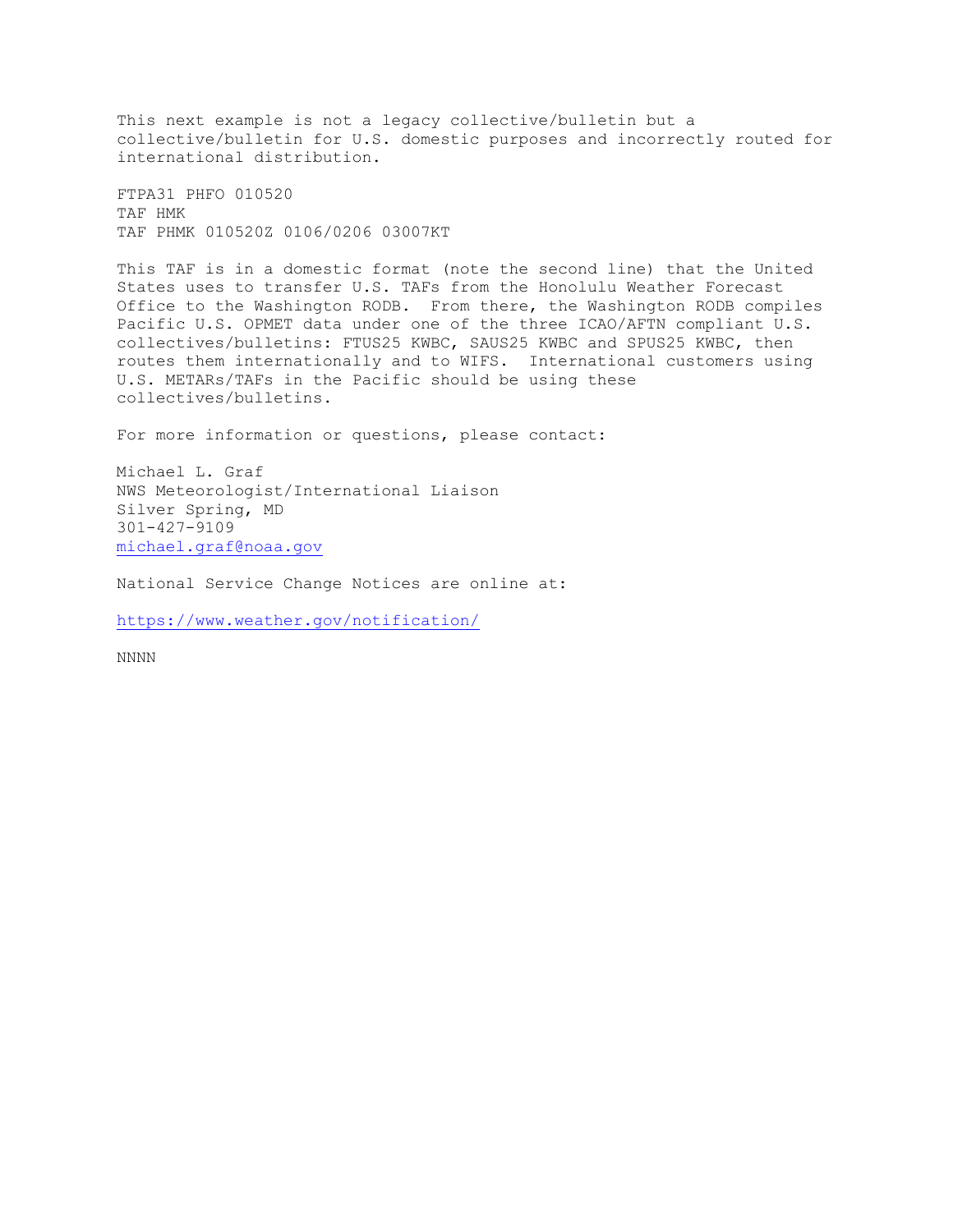This next example is not a legacy collective/bulletin but a collective/bulletin for U.S. domestic purposes and incorrectly routed for international distribution.

```
FTPA31 PHFO 010520
TAF HMK
TAF PHMK 010520Z 0106/0206 03007KT
```

This TAF is in a domestic format (note the second line) that the United States uses to transfer U.S. TAFs from the Honolulu Weather Forecast Office to the Washington RODB. From there, the Washington RODB compiles Pacific U.S. OPMET data under one of the three ICAO/AFTN compliant U.S. collectives/bulletins: FTUS25 KWBC, SAUS25 KWBC and SPUS25 KWBC, then routes them internationally and to WIFS. International customers using U.S. METARs/TAFs in the Pacific should be using these collectives/bulletins.

For more information or questions, please contact:

Michael L. Graf
NWS Meteorologist/International Liaison
Silver Spring, MD
301-427-9109
michael.graf@noaa.gov

National Service Change Notices are online at:

https://www.weather.gov/notification/

NNNN